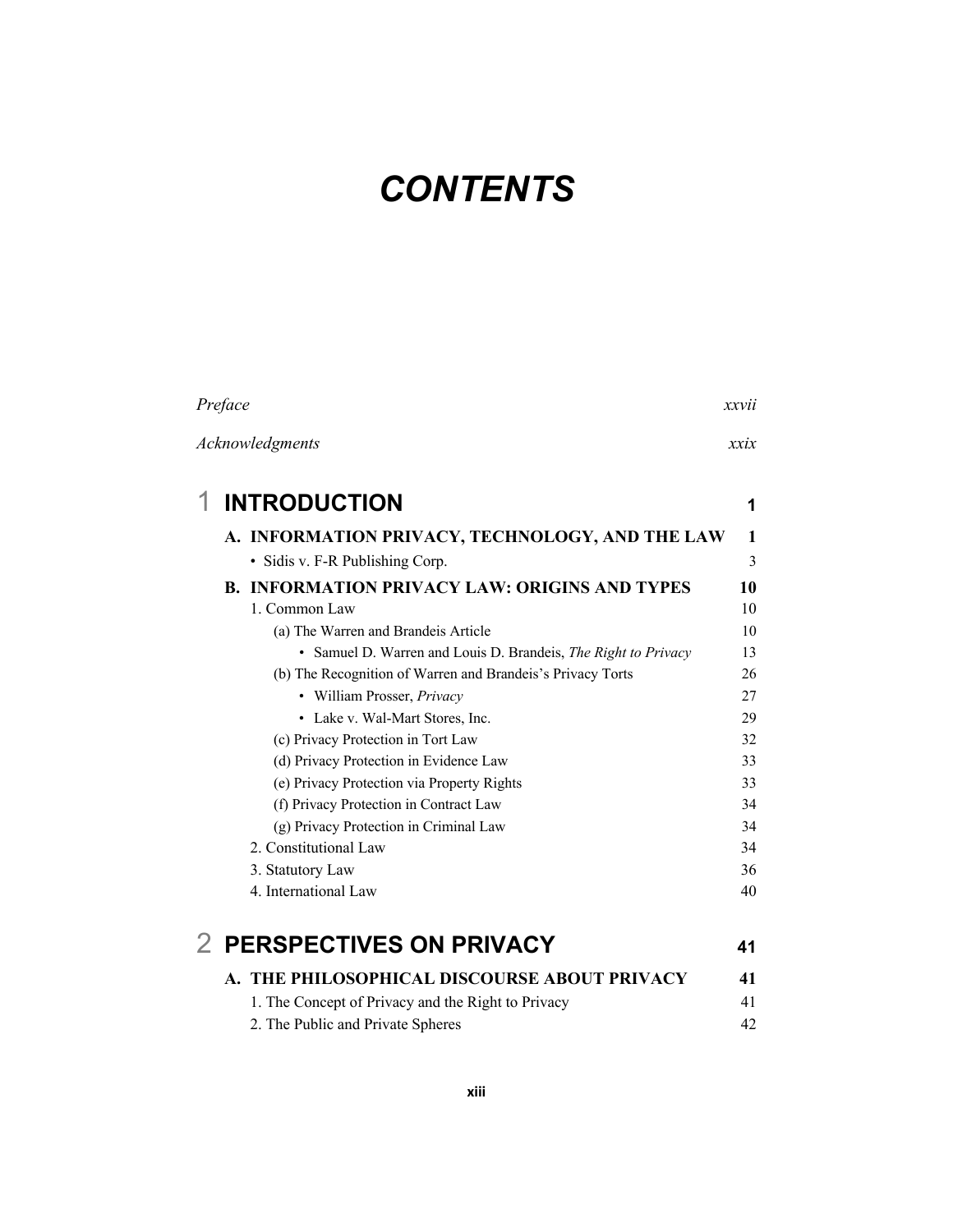# *CONTENTS*

*Preface* *xxvii*

*Acknowledgments* *xxix*

## 1 INTRODUCTION 1

### A. INFORMATION PRIVACY, TECHNOLOGY, AND THE LAW 1

- Sidis v. F-R Publishing Corp. 3

### B. INFORMATION PRIVACY LAW: ORIGINS AND TYPES 10

1. Common Law 10
   - (a) The Warren and Brandeis Article 10
     - Samuel D. Warren and Louis D. Brandeis, *The Right to Privacy* 13
   - (b) The Recognition of Warren and Brandeis's Privacy Torts 26
     - William Prosser, *Privacy* 27
     - Lake v. Wal-Mart Stores, Inc. 29
   - (c) Privacy Protection in Tort Law 32
   - (d) Privacy Protection in Evidence Law 33
   - (e) Privacy Protection via Property Rights 33
   - (f) Privacy Protection in Contract Law 34
   - (g) Privacy Protection in Criminal Law 34
2. Constitutional Law 34
3. Statutory Law 36
4. International Law 40

## 2 PERSPECTIVES ON PRIVACY 41

### A. THE PHILOSOPHICAL DISCOURSE ABOUT PRIVACY 41

1. The Concept of Privacy and the Right to Privacy 41
2. The Public and Private Spheres 42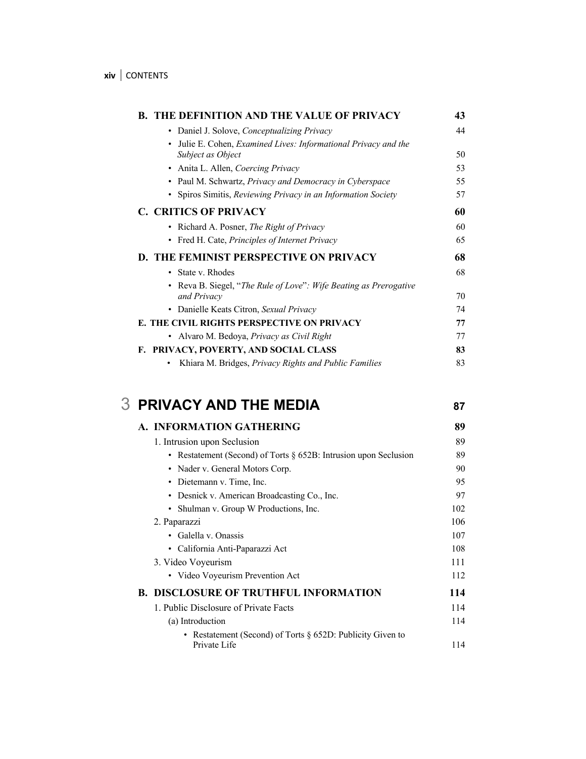**B. THE DEFINITION AND THE VALUE OF PRIVACY** 43

- Daniel J. Solove, *Conceptualizing Privacy* 44
- Julie E. Cohen, *Examined Lives: Informational Privacy and the Subject as Object* 50
- Anita L. Allen, *Coercing Privacy* 53
- Paul M. Schwartz, *Privacy and Democracy in Cyberspace* 55
- Spiros Simitis, *Reviewing Privacy in an Information Society* 57

**C. CRITICS OF PRIVACY** 60

- Richard A. Posner, *The Right of Privacy* 60
- Fred H. Cate, *Principles of Internet Privacy* 65

**D. THE FEMINIST PERSPECTIVE ON PRIVACY** 68

- State v. Rhodes 68
- Reva B. Siegel, "*The Rule of Love*"*: Wife Beating as Prerogative and Privacy* 70
- Danielle Keats Citron, *Sexual Privacy* 74

**E. THE CIVIL RIGHTS PERSPECTIVE ON PRIVACY** 77

- Alvaro M. Bedoya, *Privacy as Civil Right* 77

**F. PRIVACY, POVERTY, AND SOCIAL CLASS** 83

- Khiara M. Bridges, *Privacy Rights and Public Families* 83

# 3 PRIVACY AND THE MEDIA 87

**A. INFORMATION GATHERING** 89

1. Intrusion upon Seclusion 89
   - Restatement (Second) of Torts § 652B: Intrusion upon Seclusion 89
   - Nader v. General Motors Corp. 90
   - Dietemann v. Time, Inc. 95
   - Desnick v. American Broadcasting Co., Inc. 97
   - Shulman v. Group W Productions, Inc. 102
2. Paparazzi 106
   - Galella v. Onassis 107
   - California Anti-Paparazzi Act 108
3. Video Voyeurism 111
   - Video Voyeurism Prevention Act 112

**B. DISCLOSURE OF TRUTHFUL INFORMATION** 114

1. Public Disclosure of Private Facts 114
   - (a) Introduction 114
     - Restatement (Second) of Torts § 652D: Publicity Given to Private Life 114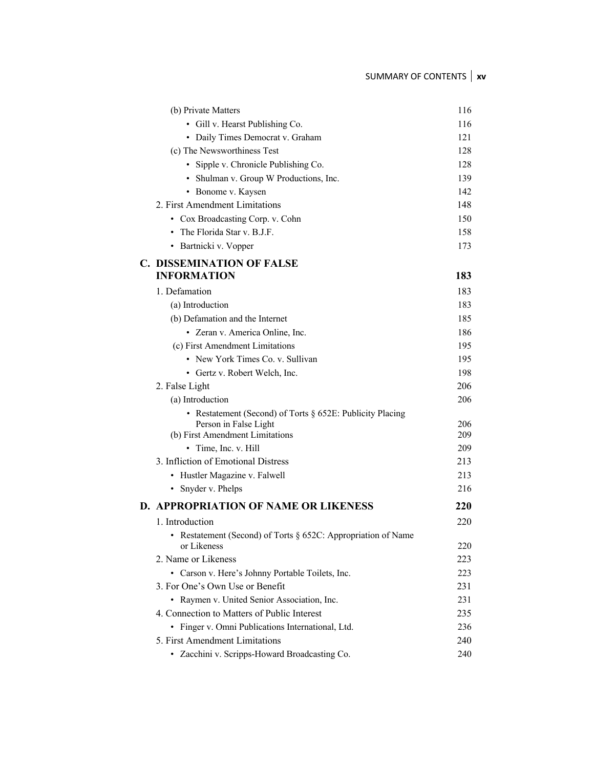(b) Private Matters 116

- Gill v. Hearst Publishing Co. 116
- Daily Times Democrat v. Graham 121

(c) The Newsworthiness Test 128

- Sipple v. Chronicle Publishing Co. 128
- Shulman v. Group W Productions, Inc. 139
- Bonome v. Kaysen 142

2. First Amendment Limitations 148

- Cox Broadcasting Corp. v. Cohn 150
- The Florida Star v. B.J.F. 158
- Bartnicki v. Vopper 173

## C. DISSEMINATION OF FALSE INFORMATION 183

1. Defamation 183

(a) Introduction 183

(b) Defamation and the Internet 185

- Zeran v. America Online, Inc. 186

(c) First Amendment Limitations 195

- New York Times Co. v. Sullivan 195
- Gertz v. Robert Welch, Inc. 198

2. False Light 206

(a) Introduction 206

- Restatement (Second) of Torts § 652E: Publicity Placing Person in False Light 206

(b) First Amendment Limitations 209

- Time, Inc. v. Hill 209

3. Infliction of Emotional Distress 213

- Hustler Magazine v. Falwell 213
- Snyder v. Phelps 216

## D. APPROPRIATION OF NAME OR LIKENESS 220

1. Introduction 220

- Restatement (Second) of Torts § 652C: Appropriation of Name or Likeness 220

2. Name or Likeness 223

- Carson v. Here's Johnny Portable Toilets, Inc. 223

3. For One's Own Use or Benefit 231

- Raymen v. United Senior Association, Inc. 231

4. Connection to Matters of Public Interest 235

- Finger v. Omni Publications International, Ltd. 236

5. First Amendment Limitations 240

- Zacchini v. Scripps-Howard Broadcasting Co. 240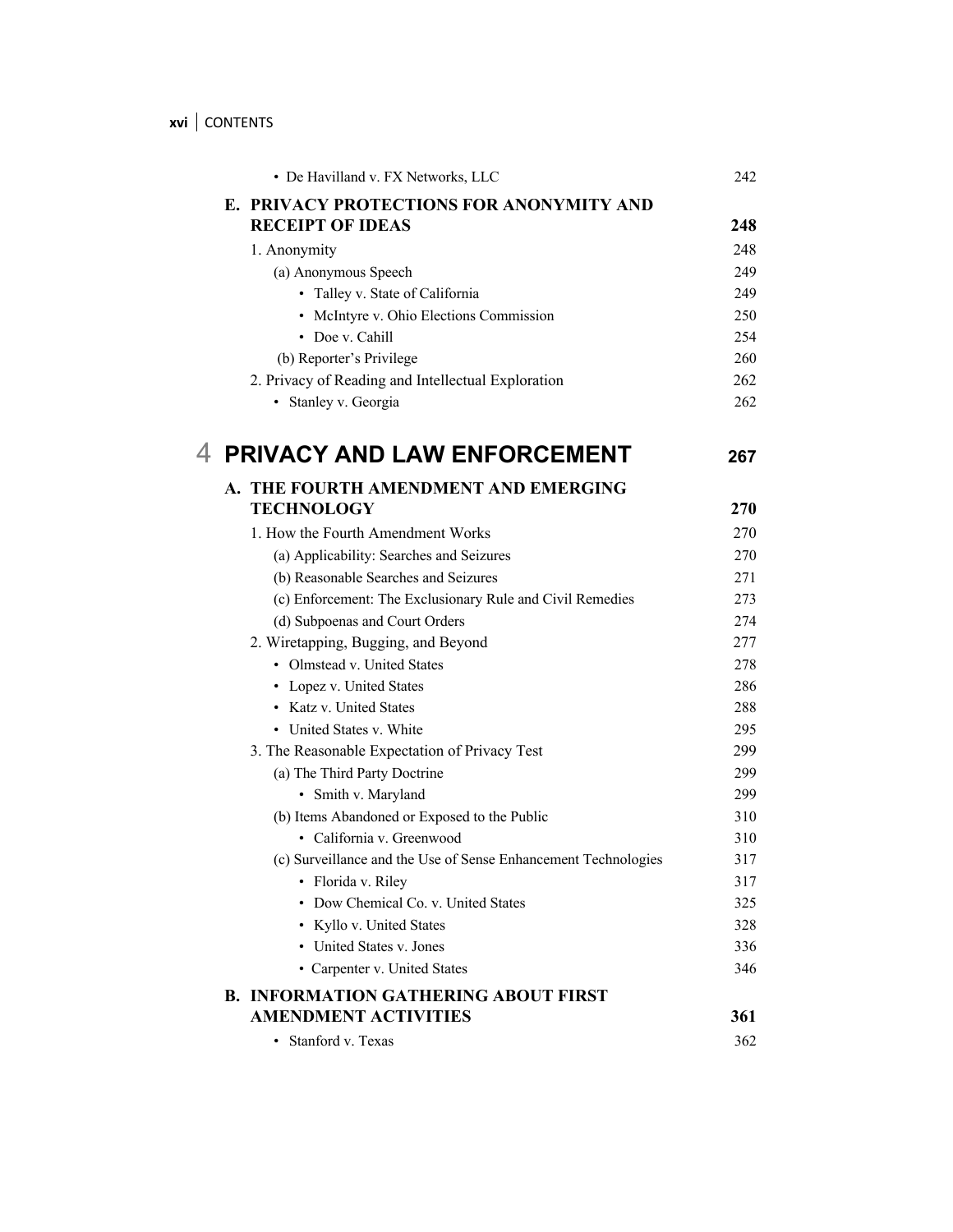- De Havilland v. FX Networks, LLC 242

**E. PRIVACY PROTECTIONS FOR ANONYMITY AND RECEIPT OF IDEAS 248**

1. Anonymity 248
   - (a) Anonymous Speech 249
     - Talley v. State of California 249
     - McIntyre v. Ohio Elections Commission 250
     - Doe v. Cahill 254
   - (b) Reporter's Privilege 260
2. Privacy of Reading and Intellectual Exploration 262
   - Stanley v. Georgia 262

# 4 PRIVACY AND LAW ENFORCEMENT 267

**A. THE FOURTH AMENDMENT AND EMERGING TECHNOLOGY 270**

1. How the Fourth Amendment Works 270
   - (a) Applicability: Searches and Seizures 270
   - (b) Reasonable Searches and Seizures 271
   - (c) Enforcement: The Exclusionary Rule and Civil Remedies 273
   - (d) Subpoenas and Court Orders 274
2. Wiretapping, Bugging, and Beyond 277
   - Olmstead v. United States 278
   - Lopez v. United States 286
   - Katz v. United States 288
   - United States v. White 295
3. The Reasonable Expectation of Privacy Test 299
   - (a) The Third Party Doctrine 299
     - Smith v. Maryland 299
   - (b) Items Abandoned or Exposed to the Public 310
     - California v. Greenwood 310
   - (c) Surveillance and the Use of Sense Enhancement Technologies 317
     - Florida v. Riley 317
     - Dow Chemical Co. v. United States 325
     - Kyllo v. United States 328
     - United States v. Jones 336
     - Carpenter v. United States 346

**B. INFORMATION GATHERING ABOUT FIRST AMENDMENT ACTIVITIES 361**

- Stanford v. Texas 362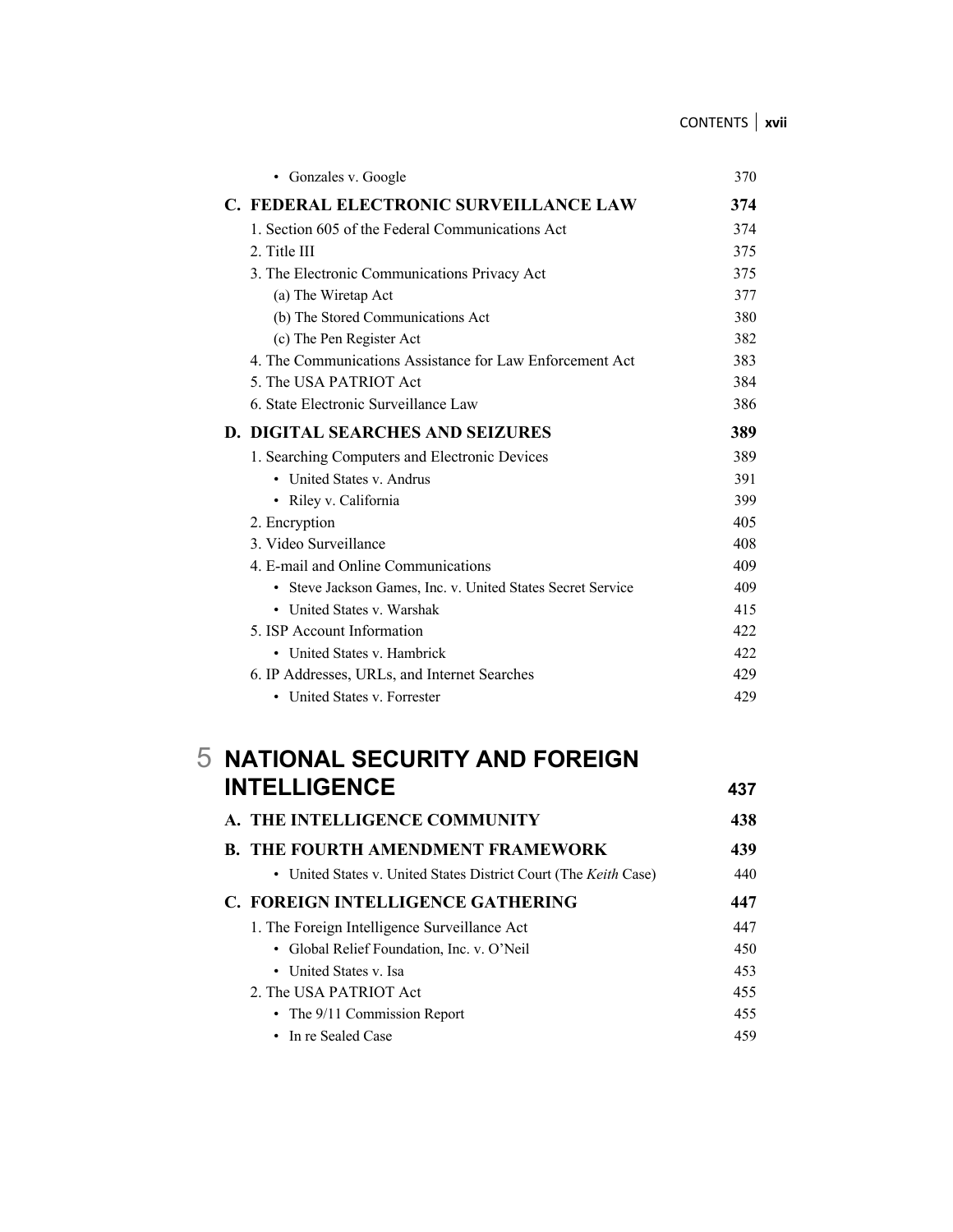- Gonzales v. Google 370

**C. FEDERAL ELECTRONIC SURVEILLANCE LAW 374**

1. Section 605 of the Federal Communications Act 374
2. Title III 375
3. The Electronic Communications Privacy Act 375
   - (a) The Wiretap Act 377
   - (b) The Stored Communications Act 380
   - (c) The Pen Register Act 382
4. The Communications Assistance for Law Enforcement Act 383
5. The USA PATRIOT Act 384
6. State Electronic Surveillance Law 386

**D. DIGITAL SEARCHES AND SEIZURES 389**

1. Searching Computers and Electronic Devices 389
   - United States v. Andrus 391
   - Riley v. California 399
2. Encryption 405
3. Video Surveillance 408
4. E-mail and Online Communications 409
   - Steve Jackson Games, Inc. v. United States Secret Service 409
   - United States v. Warshak 415
5. ISP Account Information 422
   - United States v. Hambrick 422
6. IP Addresses, URLs, and Internet Searches 429
   - United States v. Forrester 429

# 5 NATIONAL SECURITY AND FOREIGN INTELLIGENCE 437

**A. THE INTELLIGENCE COMMUNITY 438**

**B. THE FOURTH AMENDMENT FRAMEWORK 439**

- United States v. United States District Court (The *Keith* Case) 440

**C. FOREIGN INTELLIGENCE GATHERING 447**

1. The Foreign Intelligence Surveillance Act 447
   - Global Relief Foundation, Inc. v. O'Neil 450
   - United States v. Isa 453
2. The USA PATRIOT Act 455
   - The 9/11 Commission Report 455
   - In re Sealed Case 459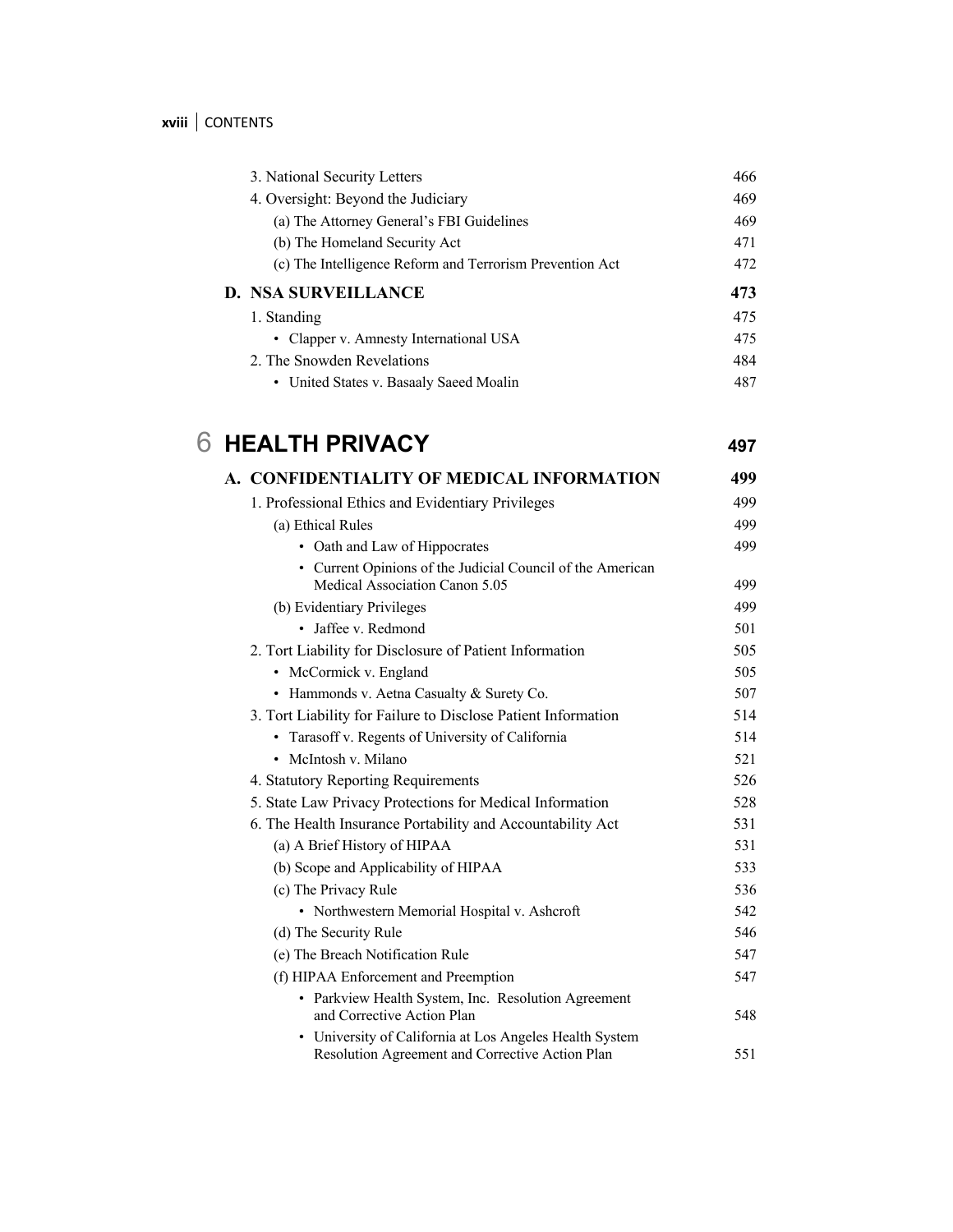3. National Security Letters 466
4. Oversight: Beyond the Judiciary 469
   - (a) The Attorney General's FBI Guidelines 469
   - (b) The Homeland Security Act 471
   - (c) The Intelligence Reform and Terrorism Prevention Act 472

**D. NSA SURVEILLANCE** **473**

1. Standing 475
   - Clapper v. Amnesty International USA 475
2. The Snowden Revelations 484
   - United States v. Basaaly Saeed Moalin 487

# 6 HEALTH PRIVACY 497

**A. CONFIDENTIALITY OF MEDICAL INFORMATION** **499**

1. Professional Ethics and Evidentiary Privileges 499
   - (a) Ethical Rules 499
     - Oath and Law of Hippocrates 499
     - Current Opinions of the Judicial Council of the American Medical Association Canon 5.05 499
   - (b) Evidentiary Privileges 499
     - Jaffee v. Redmond 501
2. Tort Liability for Disclosure of Patient Information 505
   - McCormick v. England 505
   - Hammonds v. Aetna Casualty & Surety Co. 507
3. Tort Liability for Failure to Disclose Patient Information 514
   - Tarasoff v. Regents of University of California 514
   - McIntosh v. Milano 521
4. Statutory Reporting Requirements 526
5. State Law Privacy Protections for Medical Information 528
6. The Health Insurance Portability and Accountability Act 531
   - (a) A Brief History of HIPAA 531
   - (b) Scope and Applicability of HIPAA 533
   - (c) The Privacy Rule 536
     - Northwestern Memorial Hospital v. Ashcroft 542
   - (d) The Security Rule 546
   - (e) The Breach Notification Rule 547
   - (f) HIPAA Enforcement and Preemption 547
     - Parkview Health System, Inc. Resolution Agreement and Corrective Action Plan 548
     - University of California at Los Angeles Health System Resolution Agreement and Corrective Action Plan 551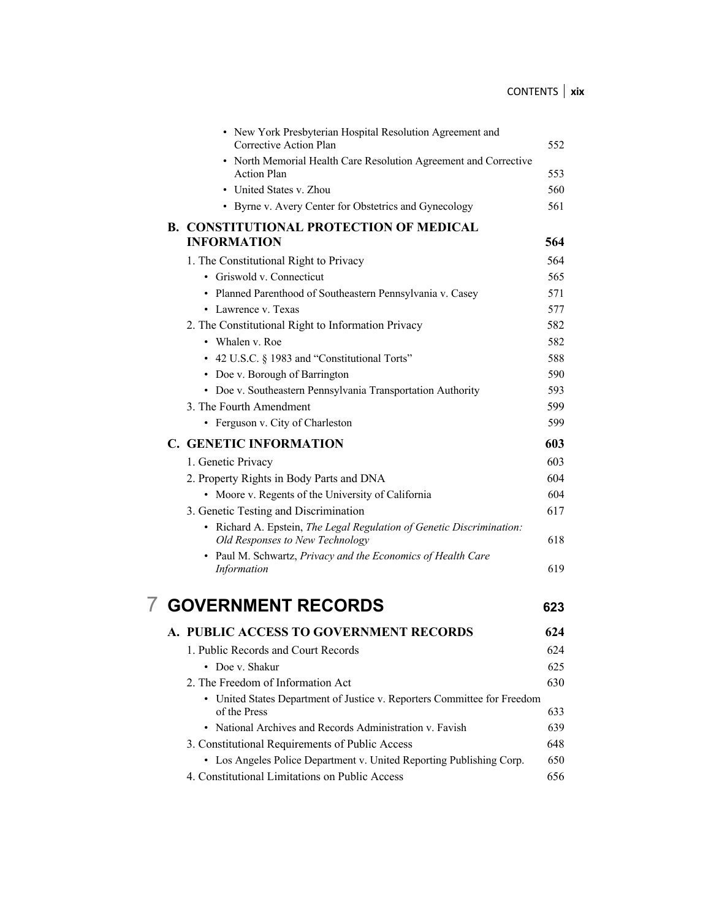- New York Presbyterian Hospital Resolution Agreement and Corrective Action Plan 552
- North Memorial Health Care Resolution Agreement and Corrective Action Plan 553
- United States v. Zhou 560
- Byrne v. Avery Center for Obstetrics and Gynecology 561

**B. CONSTITUTIONAL PROTECTION OF MEDICAL INFORMATION 564**

1. The Constitutional Right to Privacy 564
   - Griswold v. Connecticut 565
   - Planned Parenthood of Southeastern Pennsylvania v. Casey 571
   - Lawrence v. Texas 577
2. The Constitutional Right to Information Privacy 582
   - Whalen v. Roe 582
   - 42 U.S.C. § 1983 and "Constitutional Torts" 588
   - Doe v. Borough of Barrington 590
   - Doe v. Southeastern Pennsylvania Transportation Authority 593
3. The Fourth Amendment 599
   - Ferguson v. City of Charleston 599

**C. GENETIC INFORMATION 603**

1. Genetic Privacy 603
2. Property Rights in Body Parts and DNA 604
   - Moore v. Regents of the University of California 604
3. Genetic Testing and Discrimination 617
   - Richard A. Epstein, *The Legal Regulation of Genetic Discrimination: Old Responses to New Technology* 618
   - Paul M. Schwartz, *Privacy and the Economics of Health Care Information* 619

# 7 GOVERNMENT RECORDS 623

**A. PUBLIC ACCESS TO GOVERNMENT RECORDS 624**

1. Public Records and Court Records 624
   - Doe v. Shakur 625
2. The Freedom of Information Act 630
   - United States Department of Justice v. Reporters Committee for Freedom of the Press 633
   - National Archives and Records Administration v. Favish 639
3. Constitutional Requirements of Public Access 648
   - Los Angeles Police Department v. United Reporting Publishing Corp. 650
4. Constitutional Limitations on Public Access 656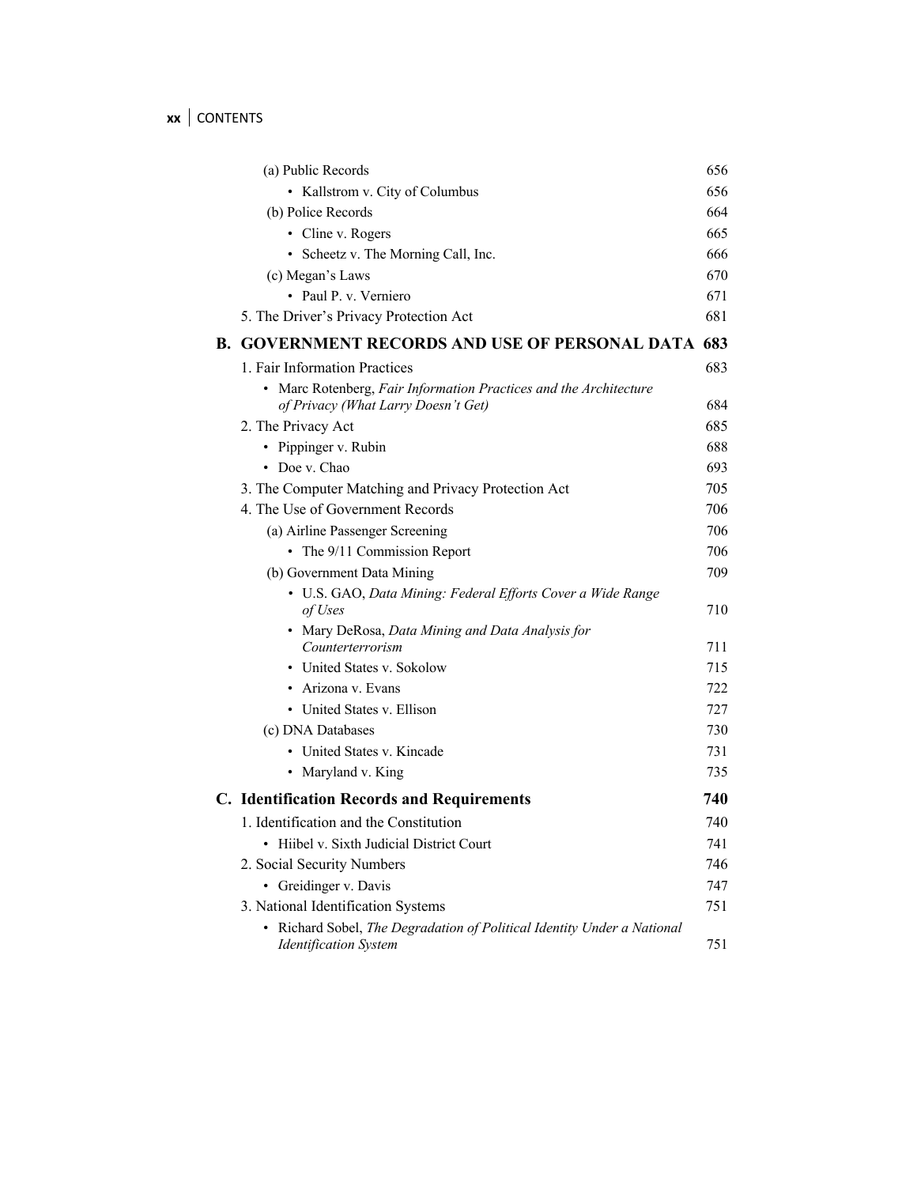(a) Public Records 656
- Kallstrom v. City of Columbus 656

(b) Police Records 664
- Cline v. Rogers 665
- Scheetz v. The Morning Call, Inc. 666

(c) Megan's Laws 670
- Paul P. v. Verniero 671

5. The Driver's Privacy Protection Act 681

## B. GOVERNMENT RECORDS AND USE OF PERSONAL DATA 683

1. Fair Information Practices 683
   - Marc Rotenberg, *Fair Information Practices and the Architecture of Privacy (What Larry Doesn't Get)* 684
2. The Privacy Act 685
   - Pippinger v. Rubin 688
   - Doe v. Chao 693
3. The Computer Matching and Privacy Protection Act 705
4. The Use of Government Records 706

(a) Airline Passenger Screening 706
- The 9/11 Commission Report 706

(b) Government Data Mining 709
- U.S. GAO, *Data Mining: Federal Efforts Cover a Wide Range of Uses* 710
- Mary DeRosa, *Data Mining and Data Analysis for Counterterrorism* 711
- United States v. Sokolow 715
- Arizona v. Evans 722
- United States v. Ellison 727

(c) DNA Databases 730
- United States v. Kincade 731
- Maryland v. King 735

## C. Identification Records and Requirements 740

1. Identification and the Constitution 740
   - Hiibel v. Sixth Judicial District Court 741
2. Social Security Numbers 746
   - Greidinger v. Davis 747
3. National Identification Systems 751
   - Richard Sobel, *The Degradation of Political Identity Under a National Identification System* 751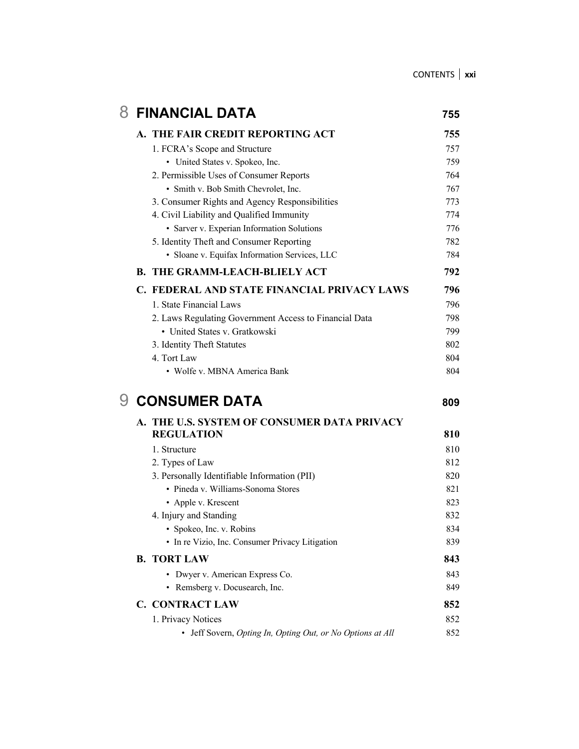# 8 FINANCIAL DATA 755

## A. THE FAIR CREDIT REPORTING ACT 755

1. FCRA's Scope and Structure 757
   - United States v. Spokeo, Inc. 759
2. Permissible Uses of Consumer Reports 764
   - Smith v. Bob Smith Chevrolet, Inc. 767
3. Consumer Rights and Agency Responsibilities 773
4. Civil Liability and Qualified Immunity 774
   - Sarver v. Experian Information Solutions 776
5. Identity Theft and Consumer Reporting 782
   - Sloane v. Equifax Information Services, LLC 784

## B. THE GRAMM-LEACH-BLIELY ACT 792

## C. FEDERAL AND STATE FINANCIAL PRIVACY LAWS 796

1. State Financial Laws 796
2. Laws Regulating Government Access to Financial Data 798
   - United States v. Gratkowski 799
3. Identity Theft Statutes 802
4. Tort Law 804
   - Wolfe v. MBNA America Bank 804

# 9 CONSUMER DATA 809

## A. THE U.S. SYSTEM OF CONSUMER DATA PRIVACY REGULATION 810

1. Structure 810
2. Types of Law 812
3. Personally Identifiable Information (PII) 820
   - Pineda v. Williams-Sonoma Stores 821
   - Apple v. Krescent 823
4. Injury and Standing 832
   - Spokeo, Inc. v. Robins 834
   - In re Vizio, Inc. Consumer Privacy Litigation 839

## B. TORT LAW 843

- Dwyer v. American Express Co. 843
- Remsberg v. Docusearch, Inc. 849

## C. CONTRACT LAW 852

1. Privacy Notices 852
   - Jeff Sovern, *Opting In, Opting Out, or No Options at All* 852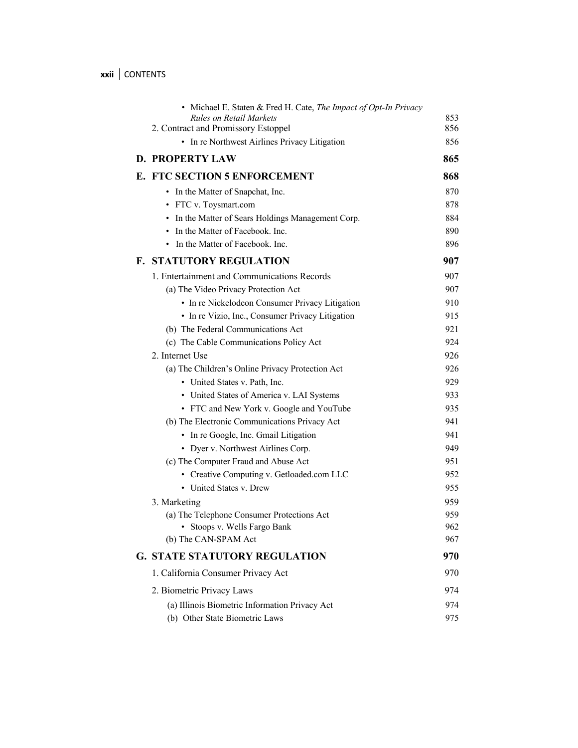- Michael E. Staten & Fred H. Cate, *The Impact of Opt-In Privacy Rules on Retail Markets* 853

2. Contract and Promissory Estoppel 856
   - In re Northwest Airlines Privacy Litigation 856

## D. PROPERTY LAW 865

## E. FTC SECTION 5 ENFORCEMENT 868

- In the Matter of Snapchat, Inc. 870
- FTC v. Toysmart.com 878
- In the Matter of Sears Holdings Management Corp. 884
- In the Matter of Facebook. Inc. 890
- In the Matter of Facebook. Inc. 896

## F. STATUTORY REGULATION 907

1. Entertainment and Communications Records 907
   - (a) The Video Privacy Protection Act 907
     - In re Nickelodeon Consumer Privacy Litigation 910
     - In re Vizio, Inc., Consumer Privacy Litigation 915
   - (b) The Federal Communications Act 921
   - (c) The Cable Communications Policy Act 924
2. Internet Use 926
   - (a) The Children's Online Privacy Protection Act 926
     - United States v. Path, Inc. 929
     - United States of America v. LAI Systems 933
     - FTC and New York v. Google and YouTube 935
   - (b) The Electronic Communications Privacy Act 941
     - In re Google, Inc. Gmail Litigation 941
     - Dyer v. Northwest Airlines Corp. 949
   - (c) The Computer Fraud and Abuse Act 951
     - Creative Computing v. Getloaded.com LLC 952
     - United States v. Drew 955
3. Marketing 959
   - (a) The Telephone Consumer Protections Act 959
     - Stoops v. Wells Fargo Bank 962
   - (b) The CAN-SPAM Act 967

## G. STATE STATUTORY REGULATION 970

1. California Consumer Privacy Act 970
2. Biometric Privacy Laws 974
   - (a) Illinois Biometric Information Privacy Act 974
   - (b) Other State Biometric Laws 975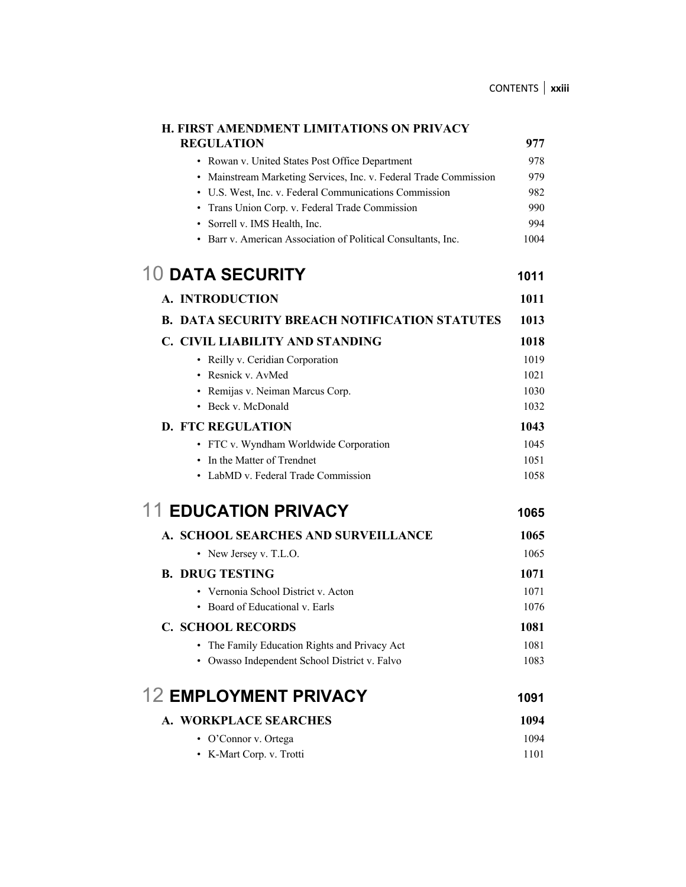### H. FIRST AMENDMENT LIMITATIONS ON PRIVACY REGULATION — 977

- Rowan v. United States Post Office Department — 978
- Mainstream Marketing Services, Inc. v. Federal Trade Commission — 979
- U.S. West, Inc. v. Federal Communications Commission — 982
- Trans Union Corp. v. Federal Trade Commission — 990
- Sorrell v. IMS Health, Inc. — 994
- Barr v. American Association of Political Consultants, Inc. — 1004

## 10 DATA SECURITY — 1011

### A. INTRODUCTION — 1011

### B. DATA SECURITY BREACH NOTIFICATION STATUTES — 1013

### C. CIVIL LIABILITY AND STANDING — 1018

- Reilly v. Ceridian Corporation — 1019
- Resnick v. AvMed — 1021
- Remijas v. Neiman Marcus Corp. — 1030
- Beck v. McDonald — 1032

### D. FTC REGULATION — 1043

- FTC v. Wyndham Worldwide Corporation — 1045
- In the Matter of Trendnet — 1051
- LabMD v. Federal Trade Commission — 1058

## 11 EDUCATION PRIVACY — 1065

### A. SCHOOL SEARCHES AND SURVEILLANCE — 1065

- New Jersey v. T.L.O. — 1065

### B. DRUG TESTING — 1071

- Vernonia School District v. Acton — 1071
- Board of Educational v. Earls — 1076

### C. SCHOOL RECORDS — 1081

- The Family Education Rights and Privacy Act — 1081
- Owasso Independent School District v. Falvo — 1083

## 12 EMPLOYMENT PRIVACY — 1091

### A. WORKPLACE SEARCHES — 1094

- O'Connor v. Ortega — 1094
- K-Mart Corp. v. Trotti — 1101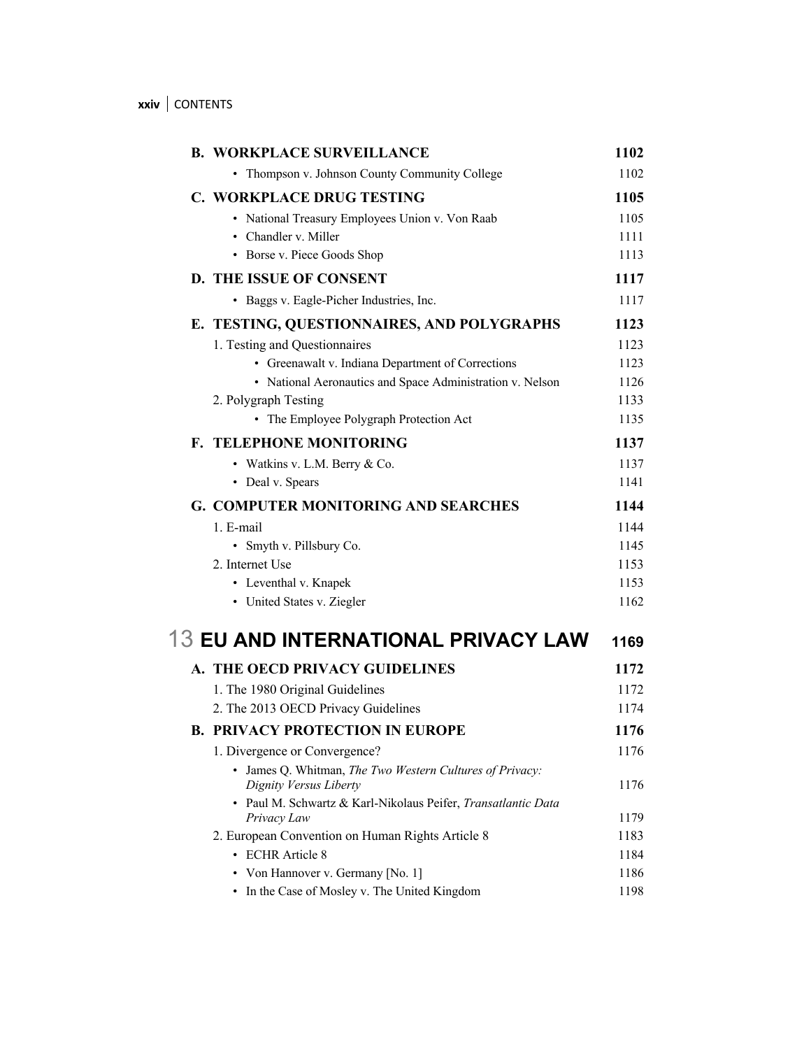**B. WORKPLACE SURVEILLANCE** **1102**

- Thompson v. Johnson County Community College 1102

**C. WORKPLACE DRUG TESTING** **1105**

- National Treasury Employees Union v. Von Raab 1105
- Chandler v. Miller 1111
- Borse v. Piece Goods Shop 1113

**D. THE ISSUE OF CONSENT** **1117**

- Baggs v. Eagle-Picher Industries, Inc. 1117

**E. TESTING, QUESTIONNAIRES, AND POLYGRAPHS** **1123**

1. Testing and Questionnaires 1123
    - Greenawalt v. Indiana Department of Corrections 1123
    - National Aeronautics and Space Administration v. Nelson 1126
2. Polygraph Testing 1133
    - The Employee Polygraph Protection Act 1135

**F. TELEPHONE MONITORING** **1137**

- Watkins v. L.M. Berry & Co. 1137
- Deal v. Spears 1141

**G. COMPUTER MONITORING AND SEARCHES** **1144**

1. E-mail 1144
    - Smyth v. Pillsbury Co. 1145
2. Internet Use 1153
    - Leventhal v. Knapek 1153
    - United States v. Ziegler 1162

# 13 EU AND INTERNATIONAL PRIVACY LAW 1169

**A. THE OECD PRIVACY GUIDELINES** **1172**

1. The 1980 Original Guidelines 1172
2. The 2013 OECD Privacy Guidelines 1174

**B. PRIVACY PROTECTION IN EUROPE** **1176**

1. Divergence or Convergence? 1176
    - James Q. Whitman, *The Two Western Cultures of Privacy: Dignity Versus Liberty* 1176
    - Paul M. Schwartz & Karl-Nikolaus Peifer, *Transatlantic Data Privacy Law* 1179
2. European Convention on Human Rights Article 8 1183
    - ECHR Article 8 1184
    - Von Hannover v. Germany [No. 1] 1186
    - In the Case of Mosley v. The United Kingdom 1198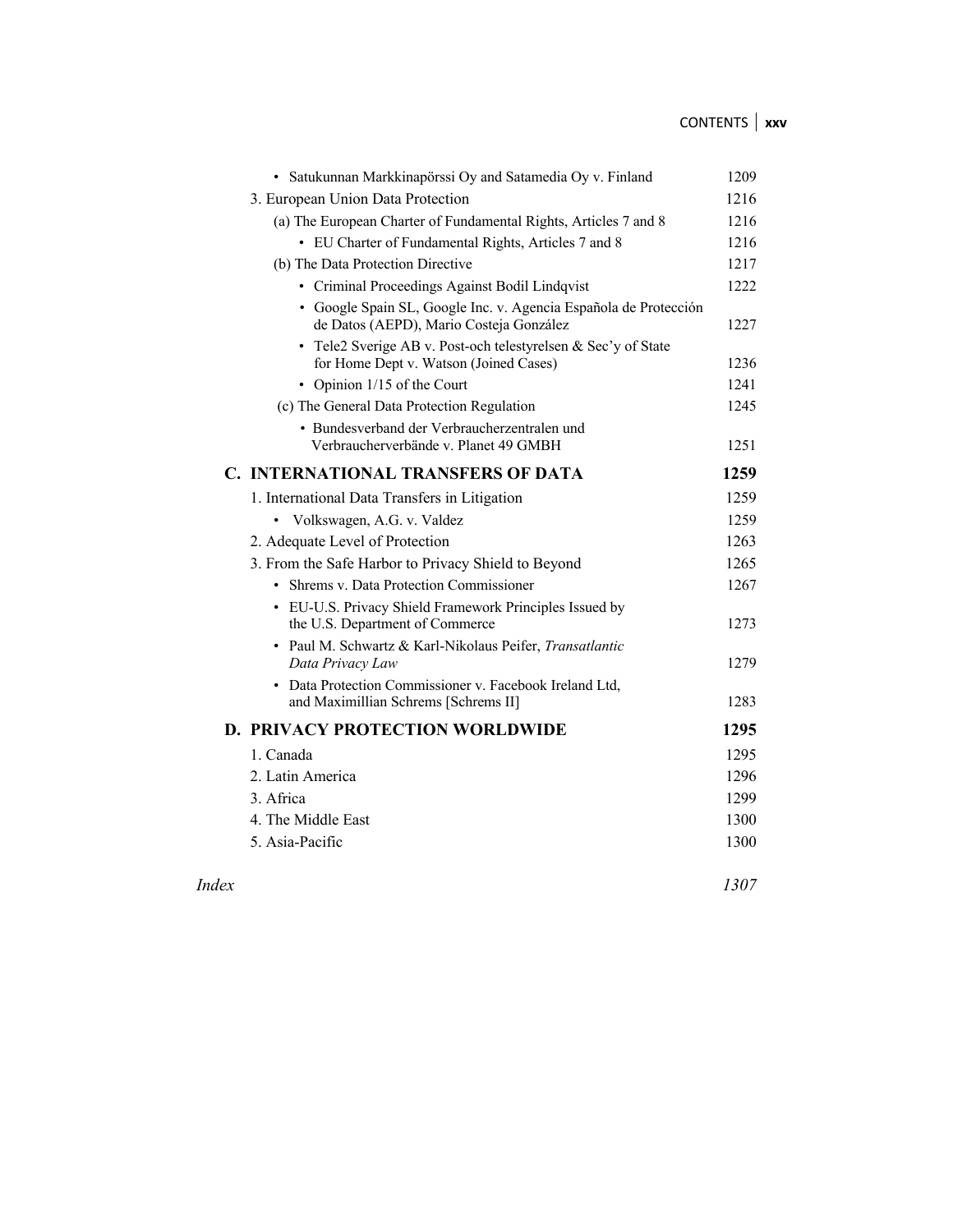- Satukunnan Markkinapörssi Oy and Satamedia Oy v. Finland 1209

3. European Union Data Protection 1216
   - (a) The European Charter of Fundamental Rights, Articles 7 and 8 1216
     - EU Charter of Fundamental Rights, Articles 7 and 8 1216
   - (b) The Data Protection Directive 1217
     - Criminal Proceedings Against Bodil Lindqvist 1222
     - Google Spain SL, Google Inc. v. Agencia Española de Protección de Datos (AEPD), Mario Costeja González 1227
     - Tele2 Sverige AB v. Post-och telestyrelsen & Sec'y of State for Home Dept v. Watson (Joined Cases) 1236
     - Opinion 1/15 of the Court 1241
   - (c) The General Data Protection Regulation 1245
     - Bundesverband der Verbraucherzentralen und Verbraucherverbände v. Planet 49 GMBH 1251

## C. INTERNATIONAL TRANSFERS OF DATA 1259

1. International Data Transfers in Litigation 1259
   - Volkswagen, A.G. v. Valdez 1259
2. Adequate Level of Protection 1263
3. From the Safe Harbor to Privacy Shield to Beyond 1265
   - Shrems v. Data Protection Commissioner 1267
   - EU-U.S. Privacy Shield Framework Principles Issued by the U.S. Department of Commerce 1273
   - Paul M. Schwartz & Karl-Nikolaus Peifer, *Transatlantic Data Privacy Law* 1279
   - Data Protection Commissioner v. Facebook Ireland Ltd, and Maximillian Schrems [Schrems II] 1283

## D. PRIVACY PROTECTION WORLDWIDE 1295

1. Canada 1295
2. Latin America 1296
3. Africa 1299
4. The Middle East 1300
5. Asia-Pacific 1300

*Index* *1307*